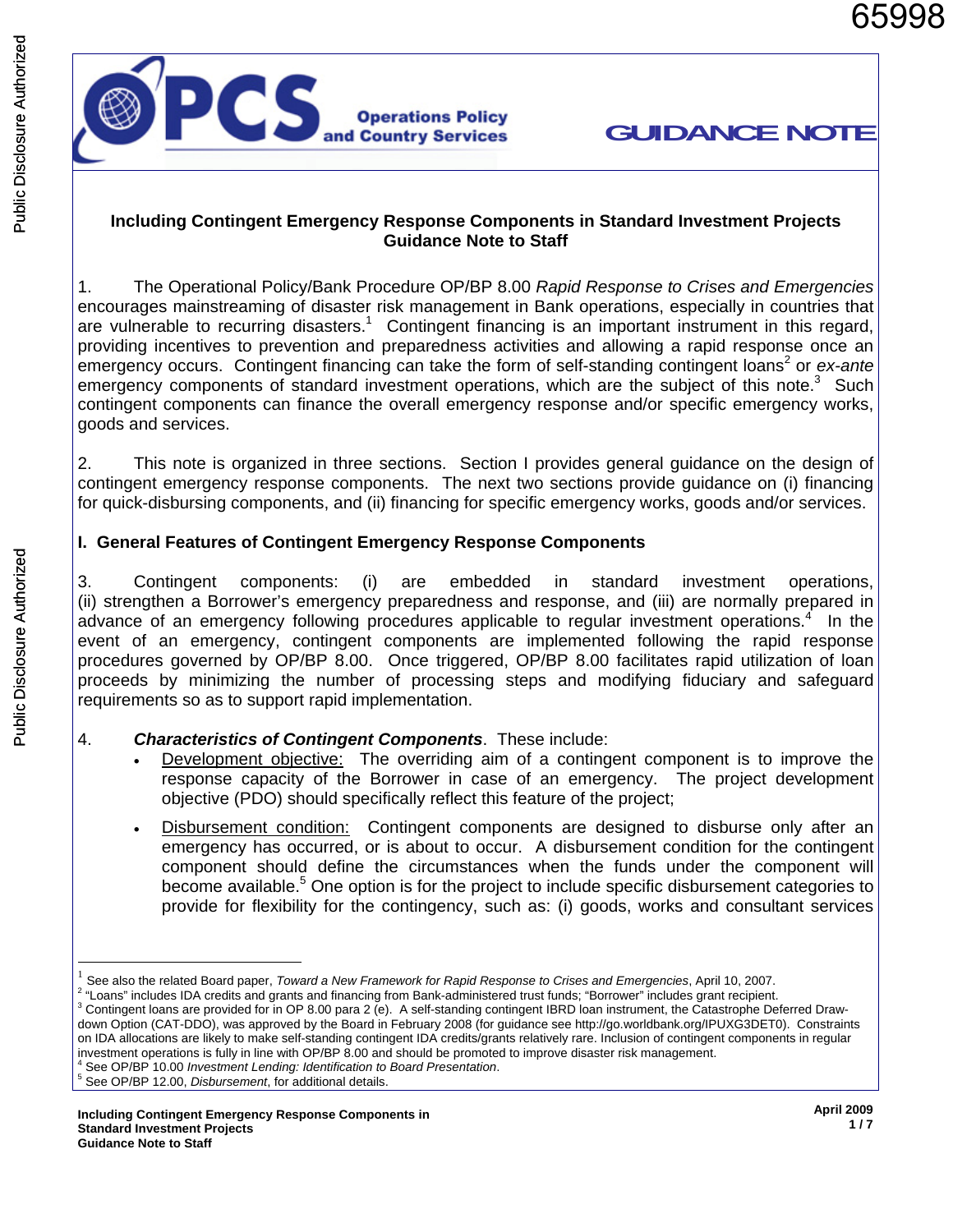# Including Contingent Emergency Response Components in Standard Investment Projects
## Guidance Note to Staff

1. The Operational Policy/Bank Procedure OP/BP 8.00 *Rapid Response to Crises and Emergencies* encourages mainstreaming of disaster risk management in Bank operations, especially in countries that are vulnerable to recurring disasters.[1] Contingent financing is an important instrument in this regard, providing incentives to prevention and preparedness activities and allowing a rapid response once an emergency occurs. Contingent financing can take the form of self-standing contingent loans[2] or *ex-ante* emergency components of standard investment operations, which are the subject of this note.[3] Such contingent components can finance the overall emergency response and/or specific emergency works, goods and services.

2. This note is organized in three sections. Section I provides general guidance on the design of contingent emergency response components. The next two sections provide guidance on (i) financing for quick-disbursing components, and (ii) financing for specific emergency works, goods and/or services.

## I. General Features of Contingent Emergency Response Components

3. Contingent components: (i) are embedded in standard investment operations, (ii) strengthen a Borrower's emergency preparedness and response, and (iii) are normally prepared in advance of an emergency following procedures applicable to regular investment operations.[4] In the event of an emergency, contingent components are implemented following the rapid response procedures governed by OP/BP 8.00. Once triggered, OP/BP 8.00 facilitates rapid utilization of loan proceeds by minimizing the number of processing steps and modifying fiduciary and safeguard requirements so as to support rapid implementation.

4. ***Characteristics of Contingent Components***. These include:

- Development objective: The overriding aim of a contingent component is to improve the response capacity of the Borrower in case of an emergency. The project development objective (PDO) should specifically reflect this feature of the project;
- Disbursement condition: Contingent components are designed to disburse only after an emergency has occurred, or is about to occur. A disbursement condition for the contingent component should define the circumstances when the funds under the component will become available.[5] One option is for the project to include specific disbursement categories to provide for flexibility for the contingency, such as: (i) goods, works and consultant services

---

[1] See also the related Board paper, *Toward a New Framework for Rapid Response to Crises and Emergencies*, April 10, 2007.

[2] "Loans" includes IDA credits and grants and financing from Bank-administered trust funds; "Borrower" includes grant recipient.

[3] Contingent loans are provided for in OP 8.00 para 2 (e). A self-standing contingent IBRD loan instrument, the Catastrophe Deferred Draw-down Option (CAT-DDO), was approved by the Board in February 2008 (for guidance see http://go.worldbank.org/IPUXG3DET0). Constraints on IDA allocations are likely to make self-standing contingent IDA credits/grants relatively rare. Inclusion of contingent components in regular investment operations is fully in line with OP/BP 8.00 and should be promoted to improve disaster risk management.

[4] See OP/BP 10.00 *Investment Lending: Identification to Board Presentation*.

[5] See OP/BP 12.00, *Disbursement*, for additional details.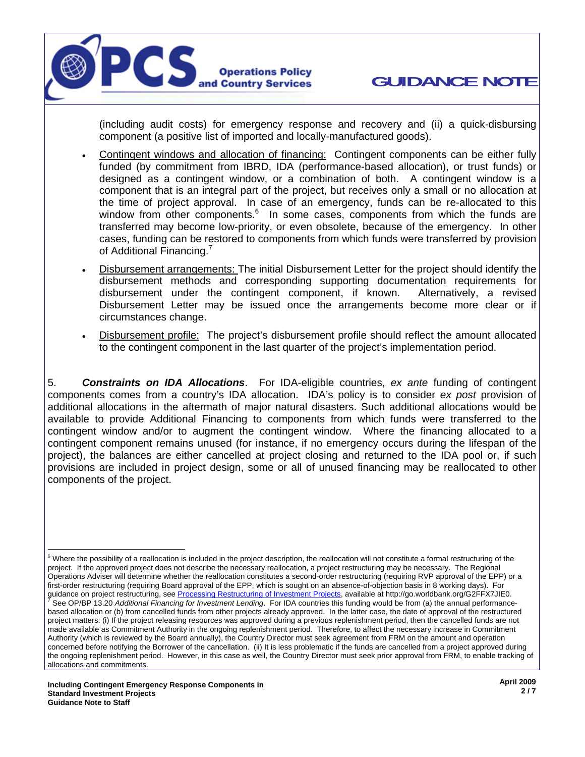(including audit costs) for emergency response and recovery and (ii) a quick-disbursing component (a positive list of imported and locally-manufactured goods).

- Contingent windows and allocation of financing: Contingent components can be either fully funded (by commitment from IBRD, IDA (performance-based allocation), or trust funds) or designed as a contingent window, or a combination of both. A contingent window is a component that is an integral part of the project, but receives only a small or no allocation at the time of project approval. In case of an emergency, funds can be re-allocated to this window from other components.[6] In some cases, components from which the funds are transferred may become low-priority, or even obsolete, because of the emergency. In other cases, funding can be restored to components from which funds were transferred by provision of Additional Financing.[7]

- Disbursement arrangements: The initial Disbursement Letter for the project should identify the disbursement methods and corresponding supporting documentation requirements for disbursement under the contingent component, if known. Alternatively, a revised Disbursement Letter may be issued once the arrangements become more clear or if circumstances change.

- Disbursement profile: The project's disbursement profile should reflect the amount allocated to the contingent component in the last quarter of the project's implementation period.

5. ***Constraints on IDA Allocations***. For IDA-eligible countries, *ex ante* funding of contingent components comes from a country's IDA allocation. IDA's policy is to consider *ex post* provision of additional allocations in the aftermath of major natural disasters. Such additional allocations would be available to provide Additional Financing to components from which funds were transferred to the contingent window and/or to augment the contingent window. Where the financing allocated to a contingent component remains unused (for instance, if no emergency occurs during the lifespan of the project), the balances are either cancelled at project closing and returned to the IDA pool or, if such provisions are included in project design, some or all of unused financing may be reallocated to other components of the project.

---

[6] Where the possibility of a reallocation is included in the project description, the reallocation will not constitute a formal restructuring of the project. If the approved project does not describe the necessary reallocation, a project restructuring may be necessary. The Regional Operations Adviser will determine whether the reallocation constitutes a second-order restructuring (requiring RVP approval of the EPP) or a first-order restructuring (requiring Board approval of the EPP, which is sought on an absence-of-objection basis in 8 working days). For guidance on project restructuring, see Processing Restructuring of Investment Projects, available at http://go.worldbank.org/G2FFX7JIE0.

[7] See OP/BP 13.20 *Additional Financing for Investment Lending*. For IDA countries this funding would be from (a) the annual performance-based allocation or (b) from cancelled funds from other projects already approved. In the latter case, the date of approval of the restructured project matters: (i) If the project releasing resources was approved during a previous replenishment period, then the cancelled funds are not made available as Commitment Authority in the ongoing replenishment period. Therefore, to affect the necessary increase in Commitment Authority (which is reviewed by the Board annually), the Country Director must seek agreement from FRM on the amount and operation concerned before notifying the Borrower of the cancellation. (ii) It is less problematic if the funds are cancelled from a project approved during the ongoing replenishment period. However, in this case as well, the Country Director must seek prior approval from FRM, to enable tracking of allocations and commitments.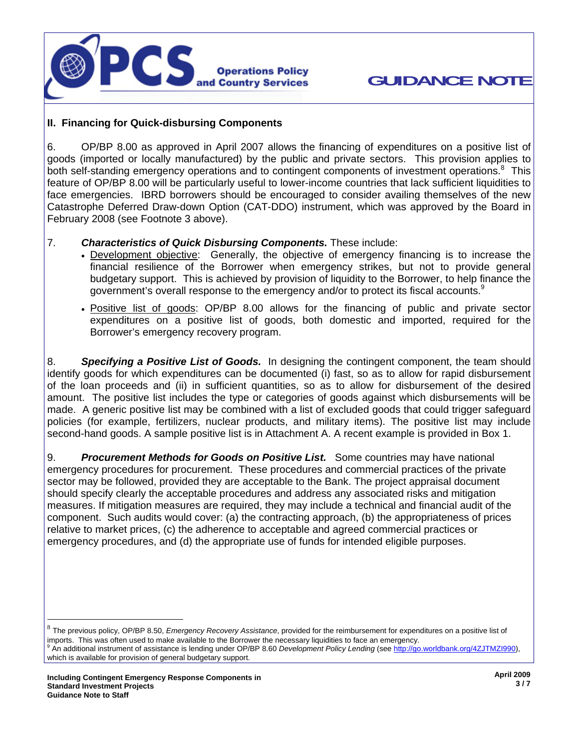## II. Financing for Quick-disbursing Components

6. OP/BP 8.00 as approved in April 2007 allows the financing of expenditures on a positive list of goods (imported or locally manufactured) by the public and private sectors. This provision applies to both self-standing emergency operations and to contingent components of investment operations.[8] This feature of OP/BP 8.00 will be particularly useful to lower-income countries that lack sufficient liquidities to face emergencies. IBRD borrowers should be encouraged to consider availing themselves of the new Catastrophe Deferred Draw-down Option (CAT-DDO) instrument, which was approved by the Board in February 2008 (see Footnote 3 above).

7. ***Characteristics of Quick Disbursing Components.*** These include:

- Development objective: Generally, the objective of emergency financing is to increase the financial resilience of the Borrower when emergency strikes, but not to provide general budgetary support. This is achieved by provision of liquidity to the Borrower, to help finance the government's overall response to the emergency and/or to protect its fiscal accounts.[9]
- Positive list of goods: OP/BP 8.00 allows for the financing of public and private sector expenditures on a positive list of goods, both domestic and imported, required for the Borrower's emergency recovery program.

8. ***Specifying a Positive List of Goods.*** In designing the contingent component, the team should identify goods for which expenditures can be documented (i) fast, so as to allow for rapid disbursement of the loan proceeds and (ii) in sufficient quantities, so as to allow for disbursement of the desired amount. The positive list includes the type or categories of goods against which disbursements will be made. A generic positive list may be combined with a list of excluded goods that could trigger safeguard policies (for example, fertilizers, nuclear products, and military items). The positive list may include second-hand goods. A sample positive list is in Attachment A. A recent example is provided in Box 1.

9. ***Procurement Methods for Goods on Positive List.*** Some countries may have national emergency procedures for procurement. These procedures and commercial practices of the private sector may be followed, provided they are acceptable to the Bank. The project appraisal document should specify clearly the acceptable procedures and address any associated risks and mitigation measures. If mitigation measures are required, they may include a technical and financial audit of the component. Such audits would cover: (a) the contracting approach, (b) the appropriateness of prices relative to market prices, (c) the adherence to acceptable and agreed commercial practices or emergency procedures, and (d) the appropriate use of funds for intended eligible purposes.

---

[8] The previous policy, OP/BP 8.50, *Emergency Recovery Assistance*, provided for the reimbursement for expenditures on a positive list of imports. This was often used to make available to the Borrower the necessary liquidities to face an emergency.

[9] An additional instrument of assistance is lending under OP/BP 8.60 *Development Policy Lending* (see http://go.worldbank.org/4ZJTMZI990), which is available for provision of general budgetary support.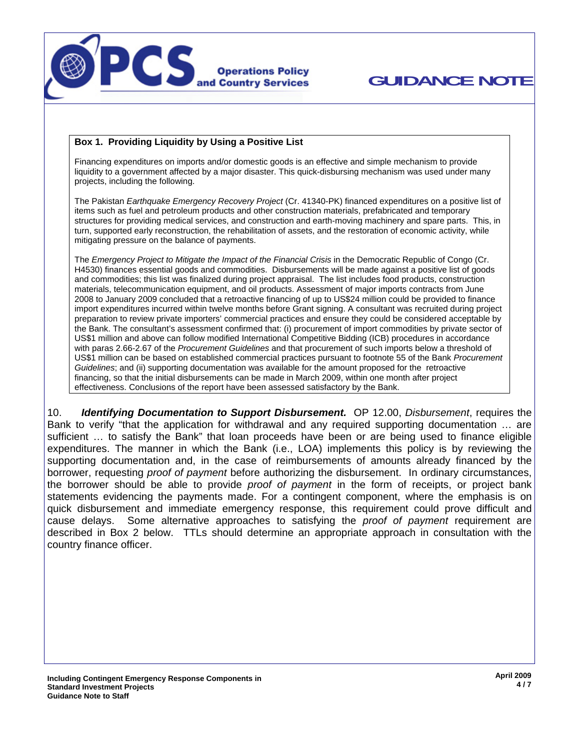**Box 1. Providing Liquidity by Using a Positive List**

Financing expenditures on imports and/or domestic goods is an effective and simple mechanism to provide liquidity to a government affected by a major disaster. This quick-disbursing mechanism was used under many projects, including the following.

The Pakistan *Earthquake Emergency Recovery Project* (Cr. 41340-PK) financed expenditures on a positive list of items such as fuel and petroleum products and other construction materials, prefabricated and temporary structures for providing medical services, and construction and earth-moving machinery and spare parts. This, in turn, supported early reconstruction, the rehabilitation of assets, and the restoration of economic activity, while mitigating pressure on the balance of payments.

The *Emergency Project to Mitigate the Impact of the Financial Crisis* in the Democratic Republic of Congo (Cr. H4530) finances essential goods and commodities. Disbursements will be made against a positive list of goods and commodities; this list was finalized during project appraisal. The list includes food products, construction materials, telecommunication equipment, and oil products. Assessment of major imports contracts from June 2008 to January 2009 concluded that a retroactive financing of up to US$24 million could be provided to finance import expenditures incurred within twelve months before Grant signing. A consultant was recruited during project preparation to review private importers' commercial practices and ensure they could be considered acceptable by the Bank. The consultant's assessment confirmed that: (i) procurement of import commodities by private sector of US$1 million and above can follow modified International Competitive Bidding (ICB) procedures in accordance with paras 2.66-2.67 of the *Procurement Guidelines* and that procurement of such imports below a threshold of US$1 million can be based on established commercial practices pursuant to footnote 55 of the Bank *Procurement Guidelines*; and (ii) supporting documentation was available for the amount proposed for the retroactive financing, so that the initial disbursements can be made in March 2009, within one month after project effectiveness. Conclusions of the report have been assessed satisfactory by the Bank.

10. ***Identifying Documentation to Support Disbursement.*** OP 12.00, *Disbursement*, requires the Bank to verify "that the application for withdrawal and any required supporting documentation … are sufficient … to satisfy the Bank" that loan proceeds have been or are being used to finance eligible expenditures. The manner in which the Bank (i.e., LOA) implements this policy is by reviewing the supporting documentation and, in the case of reimbursements of amounts already financed by the borrower, requesting *proof of payment* before authorizing the disbursement. In ordinary circumstances, the borrower should be able to provide *proof of payment* in the form of receipts, or project bank statements evidencing the payments made. For a contingent component, where the emphasis is on quick disbursement and immediate emergency response, this requirement could prove difficult and cause delays. Some alternative approaches to satisfying the *proof of payment* requirement are described in Box 2 below. TTLs should determine an appropriate approach in consultation with the country finance officer.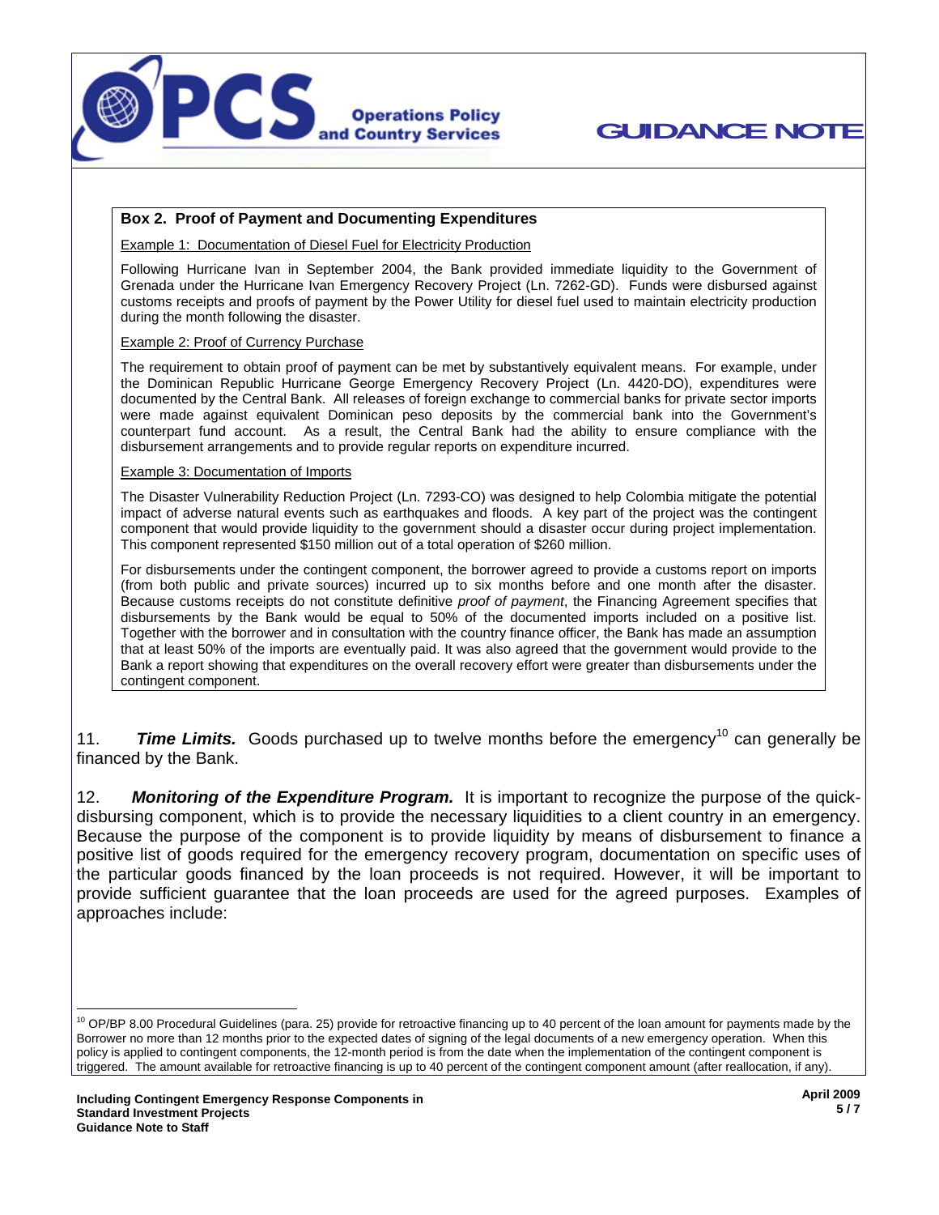**Box 2. Proof of Payment and Documenting Expenditures**

Example 1: Documentation of Diesel Fuel for Electricity Production

Following Hurricane Ivan in September 2004, the Bank provided immediate liquidity to the Government of Grenada under the Hurricane Ivan Emergency Recovery Project (Ln. 7262-GD). Funds were disbursed against customs receipts and proofs of payment by the Power Utility for diesel fuel used to maintain electricity production during the month following the disaster.

Example 2: Proof of Currency Purchase

The requirement to obtain proof of payment can be met by substantively equivalent means. For example, under the Dominican Republic Hurricane George Emergency Recovery Project (Ln. 4420-DO), expenditures were documented by the Central Bank. All releases of foreign exchange to commercial banks for private sector imports were made against equivalent Dominican peso deposits by the commercial bank into the Government's counterpart fund account. As a result, the Central Bank had the ability to ensure compliance with the disbursement arrangements and to provide regular reports on expenditure incurred.

Example 3: Documentation of Imports

The Disaster Vulnerability Reduction Project (Ln. 7293-CO) was designed to help Colombia mitigate the potential impact of adverse natural events such as earthquakes and floods. A key part of the project was the contingent component that would provide liquidity to the government should a disaster occur during project implementation. This component represented $150 million out of a total operation of $260 million.

For disbursements under the contingent component, the borrower agreed to provide a customs report on imports (from both public and private sources) incurred up to six months before and one month after the disaster. Because customs receipts do not constitute definitive *proof of payment*, the Financing Agreement specifies that disbursements by the Bank would be equal to 50% of the documented imports included on a positive list. Together with the borrower and in consultation with the country finance officer, the Bank has made an assumption that at least 50% of the imports are eventually paid. It was also agreed that the government would provide to the Bank a report showing that expenditures on the overall recovery effort were greater than disbursements under the contingent component.

11. ***Time Limits.*** Goods purchased up to twelve months before the emergency[10] can generally be financed by the Bank.

12. ***Monitoring of the Expenditure Program.*** It is important to recognize the purpose of the quick-disbursing component, which is to provide the necessary liquidities to a client country in an emergency. Because the purpose of the component is to provide liquidity by means of disbursement to finance a positive list of goods required for the emergency recovery program, documentation on specific uses of the particular goods financed by the loan proceeds is not required. However, it will be important to provide sufficient guarantee that the loan proceeds are used for the agreed purposes. Examples of approaches include:

---

[10] OP/BP 8.00 Procedural Guidelines (para. 25) provide for retroactive financing up to 40 percent of the loan amount for payments made by the Borrower no more than 12 months prior to the expected dates of signing of the legal documents of a new emergency operation. When this policy is applied to contingent components, the 12-month period is from the date when the implementation of the contingent component is triggered. The amount available for retroactive financing is up to 40 percent of the contingent component amount (after reallocation, if any).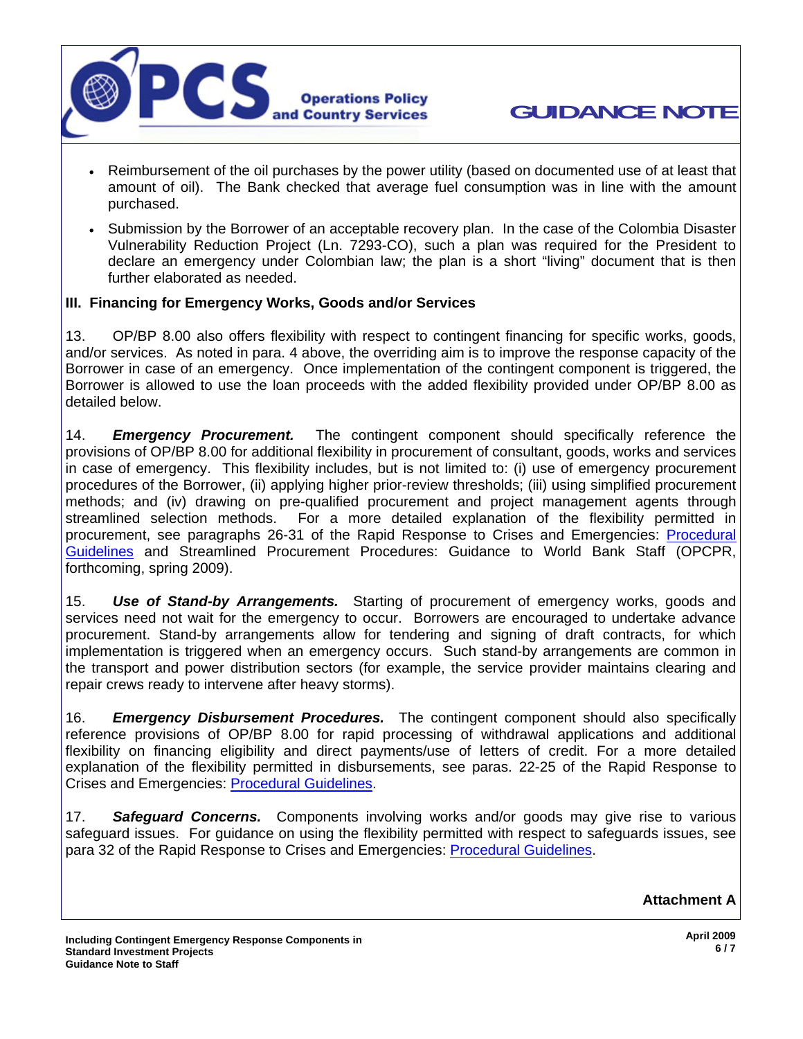- Reimbursement of the oil purchases by the power utility (based on documented use of at least that amount of oil). The Bank checked that average fuel consumption was in line with the amount purchased.
- Submission by the Borrower of an acceptable recovery plan. In the case of the Colombia Disaster Vulnerability Reduction Project (Ln. 7293-CO), such a plan was required for the President to declare an emergency under Colombian law; the plan is a short "living" document that is then further elaborated as needed.

### III. Financing for Emergency Works, Goods and/or Services

13. OP/BP 8.00 also offers flexibility with respect to contingent financing for specific works, goods, and/or services. As noted in para. 4 above, the overriding aim is to improve the response capacity of the Borrower in case of an emergency. Once implementation of the contingent component is triggered, the Borrower is allowed to use the loan proceeds with the added flexibility provided under OP/BP 8.00 as detailed below.

14. ***Emergency Procurement.*** The contingent component should specifically reference the provisions of OP/BP 8.00 for additional flexibility in procurement of consultant, goods, works and services in case of emergency. This flexibility includes, but is not limited to: (i) use of emergency procurement procedures of the Borrower, (ii) applying higher prior-review thresholds; (iii) using simplified procurement methods; and (iv) drawing on pre-qualified procurement and project management agents through streamlined selection methods. For a more detailed explanation of the flexibility permitted in procurement, see paragraphs 26-31 of the Rapid Response to Crises and Emergencies: Procedural Guidelines and Streamlined Procurement Procedures: Guidance to World Bank Staff (OPCPR, forthcoming, spring 2009).

15. ***Use of Stand-by Arrangements.*** Starting of procurement of emergency works, goods and services need not wait for the emergency to occur. Borrowers are encouraged to undertake advance procurement. Stand-by arrangements allow for tendering and signing of draft contracts, for which implementation is triggered when an emergency occurs. Such stand-by arrangements are common in the transport and power distribution sectors (for example, the service provider maintains clearing and repair crews ready to intervene after heavy storms).

16. ***Emergency Disbursement Procedures.*** The contingent component should also specifically reference provisions of OP/BP 8.00 for rapid processing of withdrawal applications and additional flexibility on financing eligibility and direct payments/use of letters of credit. For a more detailed explanation of the flexibility permitted in disbursements, see paras. 22-25 of the Rapid Response to Crises and Emergencies: Procedural Guidelines.

17. ***Safeguard Concerns.*** Components involving works and/or goods may give rise to various safeguard issues. For guidance on using the flexibility permitted with respect to safeguards issues, see para 32 of the Rapid Response to Crises and Emergencies: Procedural Guidelines.

**Attachment A**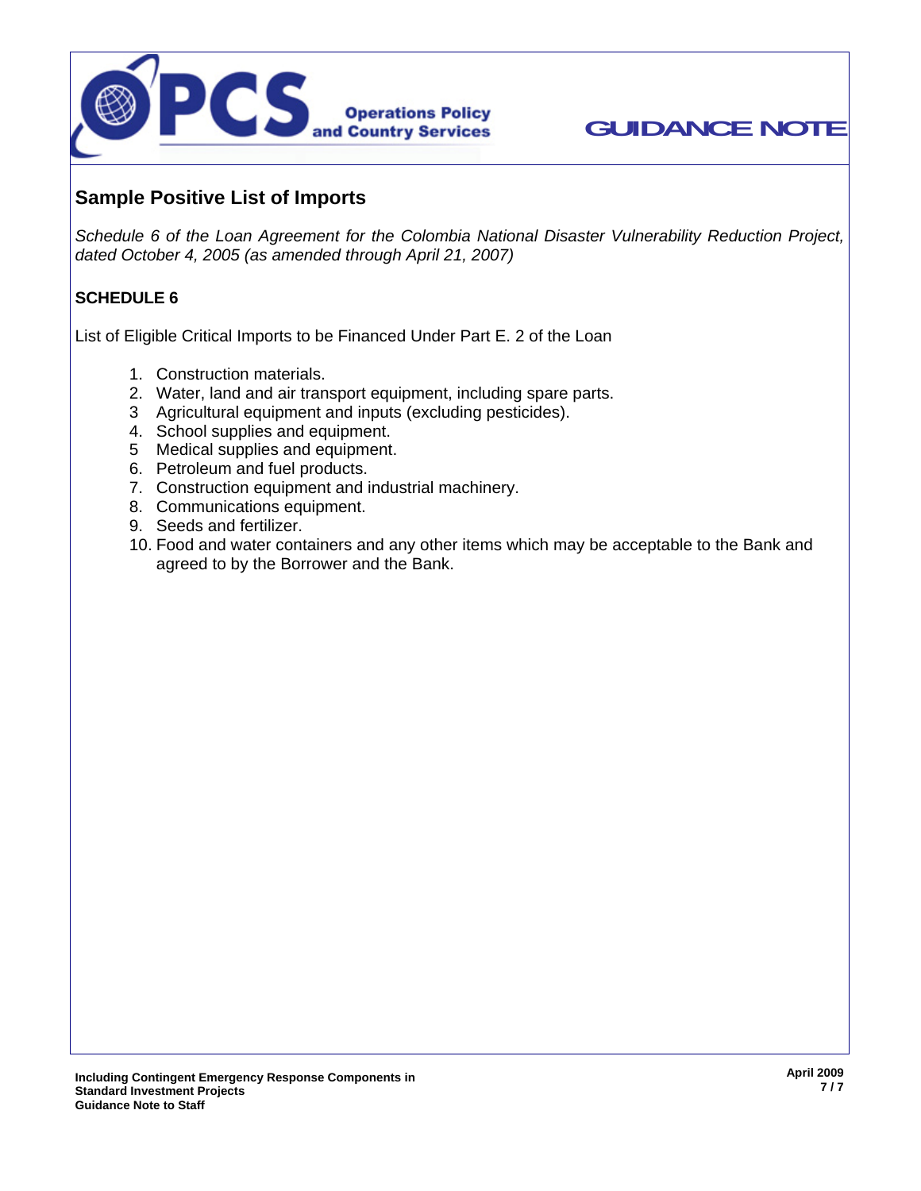## Sample Positive List of Imports

*Schedule 6 of the Loan Agreement for the Colombia National Disaster Vulnerability Reduction Project, dated October 4, 2005 (as amended through April 21, 2007)*

**SCHEDULE 6**

List of Eligible Critical Imports to be Financed Under Part E. 2 of the Loan

1. Construction materials.
2. Water, land and air transport equipment, including spare parts.
3. Agricultural equipment and inputs (excluding pesticides).
4. School supplies and equipment.
5. Medical supplies and equipment.
6. Petroleum and fuel products.
7. Construction equipment and industrial machinery.
8. Communications equipment.
9. Seeds and fertilizer.
10. Food and water containers and any other items which may be acceptable to the Bank and agreed to by the Borrower and the Bank.